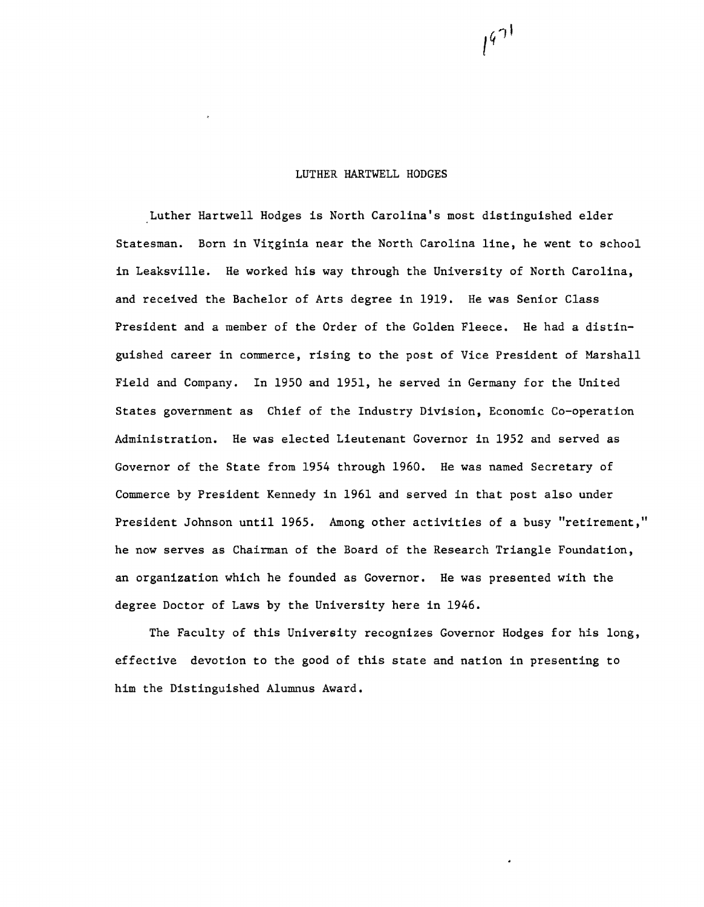1971

# LUTHER HARTWELL HODGES

Luther Hartwell Hodges is North Carolina's most distinguished elder Statesman. Born in Virginia near the North Carolina line, he went to school in Leaksville. He worked his way through the University of North Carolina, and received the Bachelor of Arts degree in 1919. He was Senior Class President and a member of the Order of the Golden Fleece. He had a distinguished career in commerce, rising to the post of Vice President of Marshall Field and Company. In 1950 and 1951, he served in Germany for the United States government as Chief of the Industry Division, Economic Co-operation Administration. He was elected Lieutenant Governor in 1952 and served as Governor of the State from 1954 through 1960. He was named Secretary of Commerce by President Kennedy in 1961 and served in that post also under President Johnson until 1965. Among other activities of a busy "retirement," he now serves as Chairman of the Board of the Research Triangle Foundation, an organization which he founded as Governor. He was presented with the degree Doctor of Laws by the University here in 1946.

The Faculty of this University recognizes Governor Hodges for his long, effective devotion to the good of this state and nation in presenting to him the Distinguished Alumnus Award.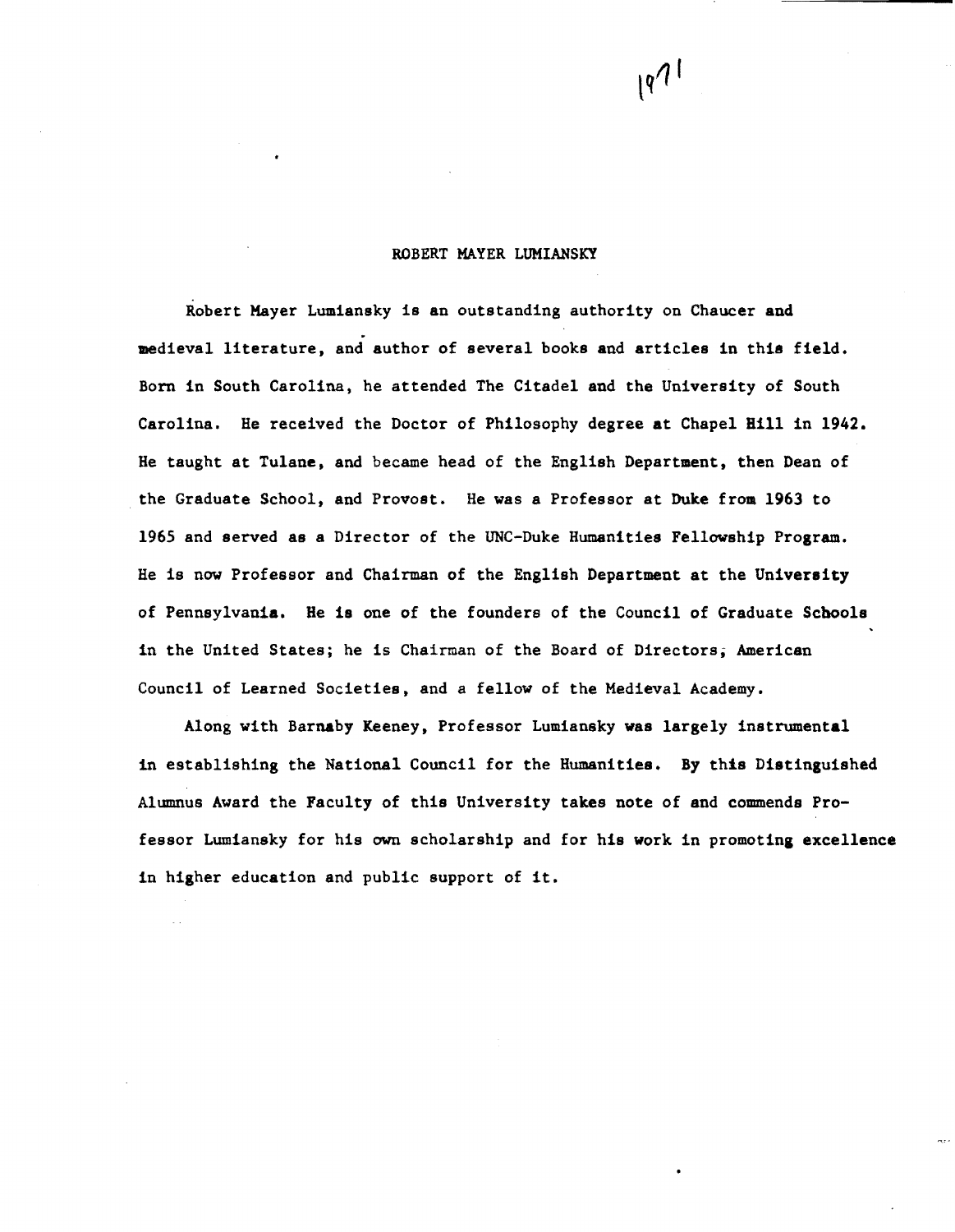1971

## ROBERT MAYER LUMIANSKY

Robert Mayer Lumiansky is an outstanding authority on Chaucer and medieval literature, and author of several books and articles in this field. Born in South Carolina, he attended The Citadel and the University of South Carolina. He received the Doctor of Philosophy degree at Chapel Hill in 1942. He taught at Tulane, and became head of the English Department, then Dean of the Graduate School, and Provost. He was a Professor at Duke from 1963 to 1965 and served as a Director of the UNC-Duke Humanities Fellowship Program. He is now Professor and Chairman of the English Department at the University of Pennsylvania. He is one of the founders of the Council of Graduate Schools in the United States; he is Chairman of the Board of Directors, American Council of Learned Societies, and a fellow of the Medieval Academy.

Along with Barnaby Keeney, Professor Lumiansky was largely instrumental in establishing the National Council for the Humanities. By this Distinguished Alumnus Award the Faculty of this University takes note of and commends Professor Lumiansky for his own scholarship and for his work in promoting excellence in higher education and public support of it.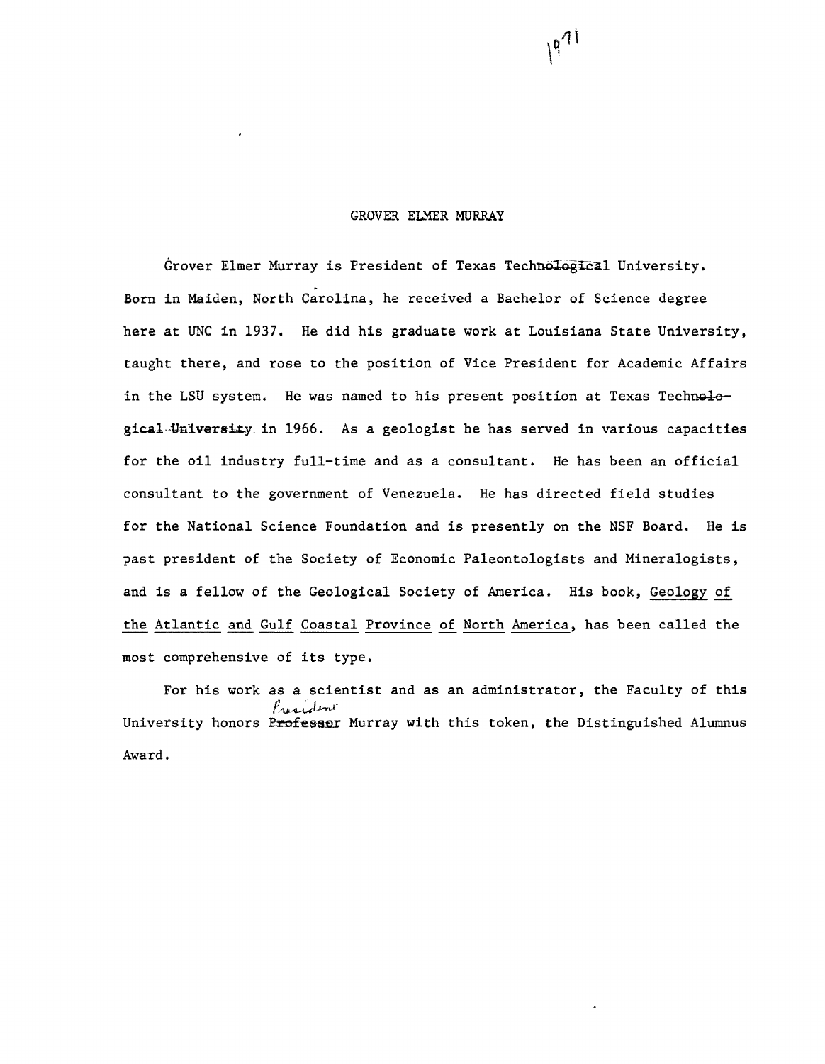1971

GROVER ELMER MURRAY

Grover Elmer Murray is President of Texas Techn~~ologic~~al University. Born in Maiden, North Carolina, he received a Bachelor of Science degree here at UNC in 1937. He did his graduate work at Louisiana State University, taught there, and rose to the position of Vice President for Academic Affairs in the LSU system. He was named to his present position at Texas Techn~~olo~~-~~gical University~~ in 1966. As a geologist he has served in various capacities for the oil industry full-time and as a consultant. He has been an official consultant to the government of Venezuela. He has directed field studies for the National Science Foundation and is presently on the NSF Board. He is past president of the Society of Economic Paleontologists and Mineralogists, and is a fellow of the Geological Society of America. His book, Geology of the Atlantic and Gulf Coastal Province of North America, has been called the most comprehensive of its type.

For his work as a scientist and as an administrator, the Faculty of this University honors ~~Professor~~ President Murray with this token, the Distinguished Alumnus Award.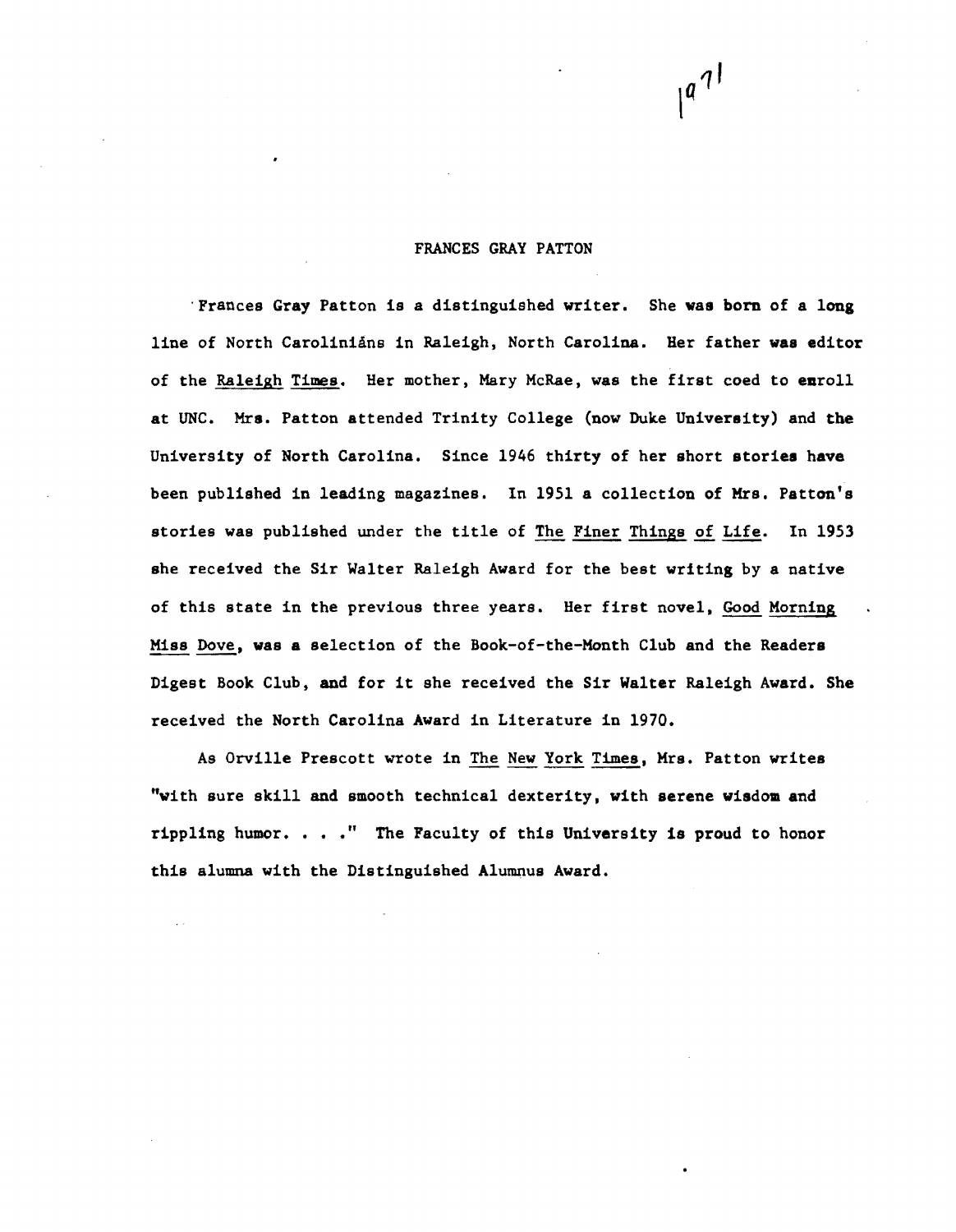1971

# FRANCES GRAY PATTON

Frances Gray Patton is a distinguished writer. She was born of a long line of North Carolinians in Raleigh, North Carolina. Her father was editor of the *Raleigh Times*. Her mother, Mary McRae, was the first coed to enroll at UNC. Mrs. Patton attended Trinity College (now Duke University) and the University of North Carolina. Since 1946 thirty of her short stories have been published in leading magazines. In 1951 a collection of Mrs. Patton's stories was published under the title of *The Finer Things of Life*. In 1953 she received the Sir Walter Raleigh Award for the best writing by a native of this state in the previous three years. Her first novel, *Good Morning Miss Dove*, was a selection of the Book-of-the-Month Club and the Readers Digest Book Club, and for it she received the Sir Walter Raleigh Award. She received the North Carolina Award in Literature in 1970.

As Orville Prescott wrote in *The New York Times*, Mrs. Patton writes "with sure skill and smooth technical dexterity, with serene wisdom and rippling humor. . . ." The Faculty of this University is proud to honor this alumna with the Distinguished Alumnus Award.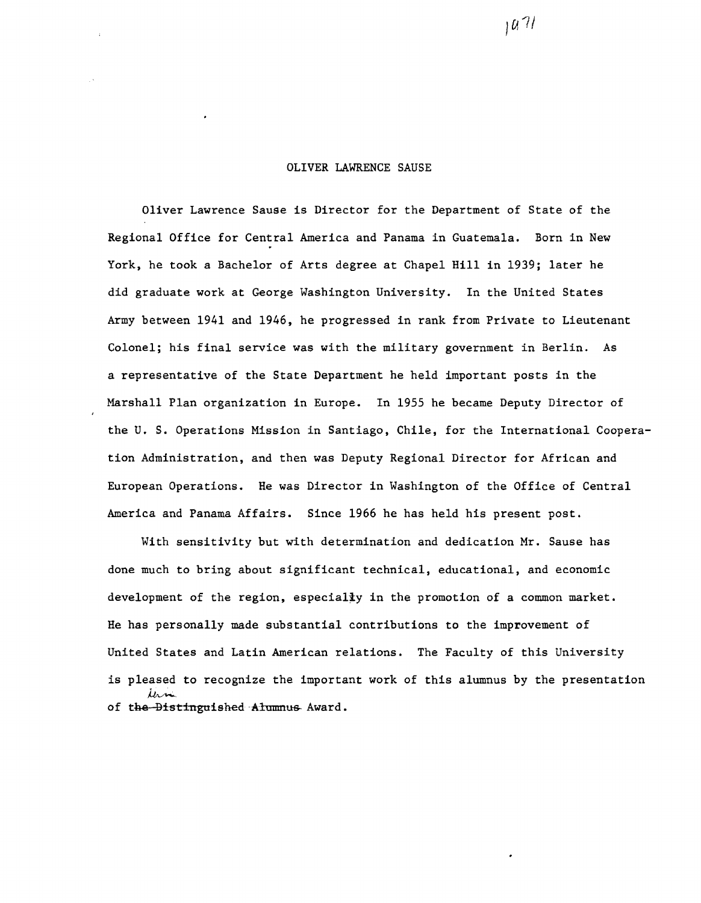# OLIVER LAWRENCE SAUSE

Oliver Lawrence Sause is Director for the Department of State of the Regional Office for Central America and Panama in Guatemala. Born in New York, he took a Bachelor of Arts degree at Chapel Hill in 1939; later he did graduate work at George Washington University. In the United States Army between 1941 and 1946, he progressed in rank from Private to Lieutenant Colonel; his final service was with the military government in Berlin. As a representative of the State Department he held important posts in the Marshall Plan organization in Europe. In 1955 he became Deputy Director of the U. S. Operations Mission in Santiago, Chile, for the International Cooperation Administration, and then was Deputy Regional Director for African and European Operations. He was Director in Washington of the Office of Central America and Panama Affairs. Since 1966 he has held his present post.

With sensitivity but with determination and dedication Mr. Sause has done much to bring about significant technical, educational, and economic development of the region, especially in the promotion of a common market. He has personally made substantial contributions to the improvement of United States and Latin American relations. The Faculty of this University is pleased to recognize the important work of this alumnus by the presentation of ~~the Distinguished Alumnus~~ Award.